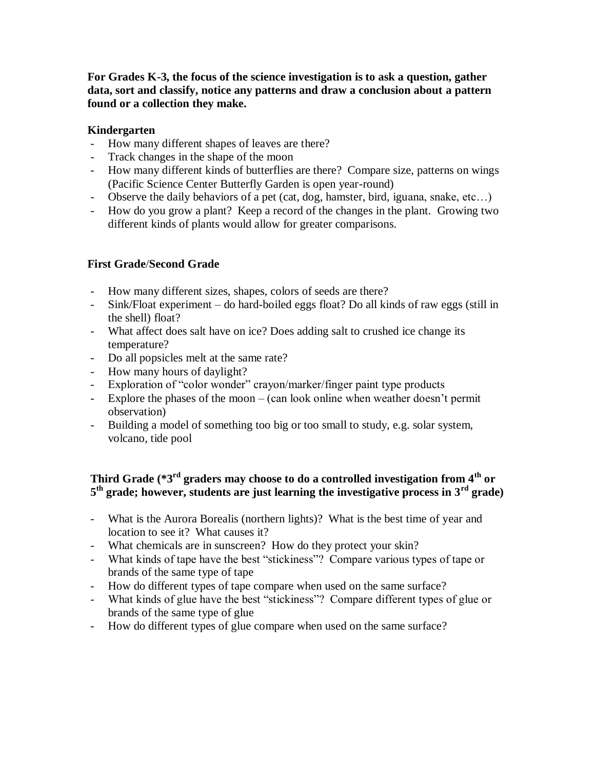**For Grades K-3, the focus of the science investigation is to ask a question, gather data, sort and classify, notice any patterns and draw a conclusion about a pattern found or a collection they make.**

**Kindergarten**

- How many different shapes of leaves are there?
- Track changes in the shape of the moon
- How many different kinds of butterflies are there? Compare size, patterns on wings (Pacific Science Center Butterfly Garden is open year-round)
- Observe the daily behaviors of a pet (cat, dog, hamster, bird, iguana, snake, etc…)
- How do you grow a plant? Keep a record of the changes in the plant. Growing two different kinds of plants would allow for greater comparisons.

**First Grade/Second Grade**

- How many different sizes, shapes, colors of seeds are there?
- Sink/Float experiment – do hard-boiled eggs float? Do all kinds of raw eggs (still in the shell) float?
- What affect does salt have on ice? Does adding salt to crushed ice change its temperature?
- Do all popsicles melt at the same rate?
- How many hours of daylight?
- Exploration of "color wonder" crayon/marker/finger paint type products
- Explore the phases of the moon – (can look online when weather doesn't permit observation)
- Building a model of something too big or too small to study, e.g. solar system, volcano, tide pool

**Third Grade (*3rd graders may choose to do a controlled investigation from 4th or 5th grade; however, students are just learning the investigative process in 3rd grade)**

- What is the Aurora Borealis (northern lights)? What is the best time of year and location to see it? What causes it?
- What chemicals are in sunscreen? How do they protect your skin?
- What kinds of tape have the best "stickiness"? Compare various types of tape or brands of the same type of tape
- How do different types of tape compare when used on the same surface?
- What kinds of glue have the best "stickiness"? Compare different types of glue or brands of the same type of glue
- How do different types of glue compare when used on the same surface?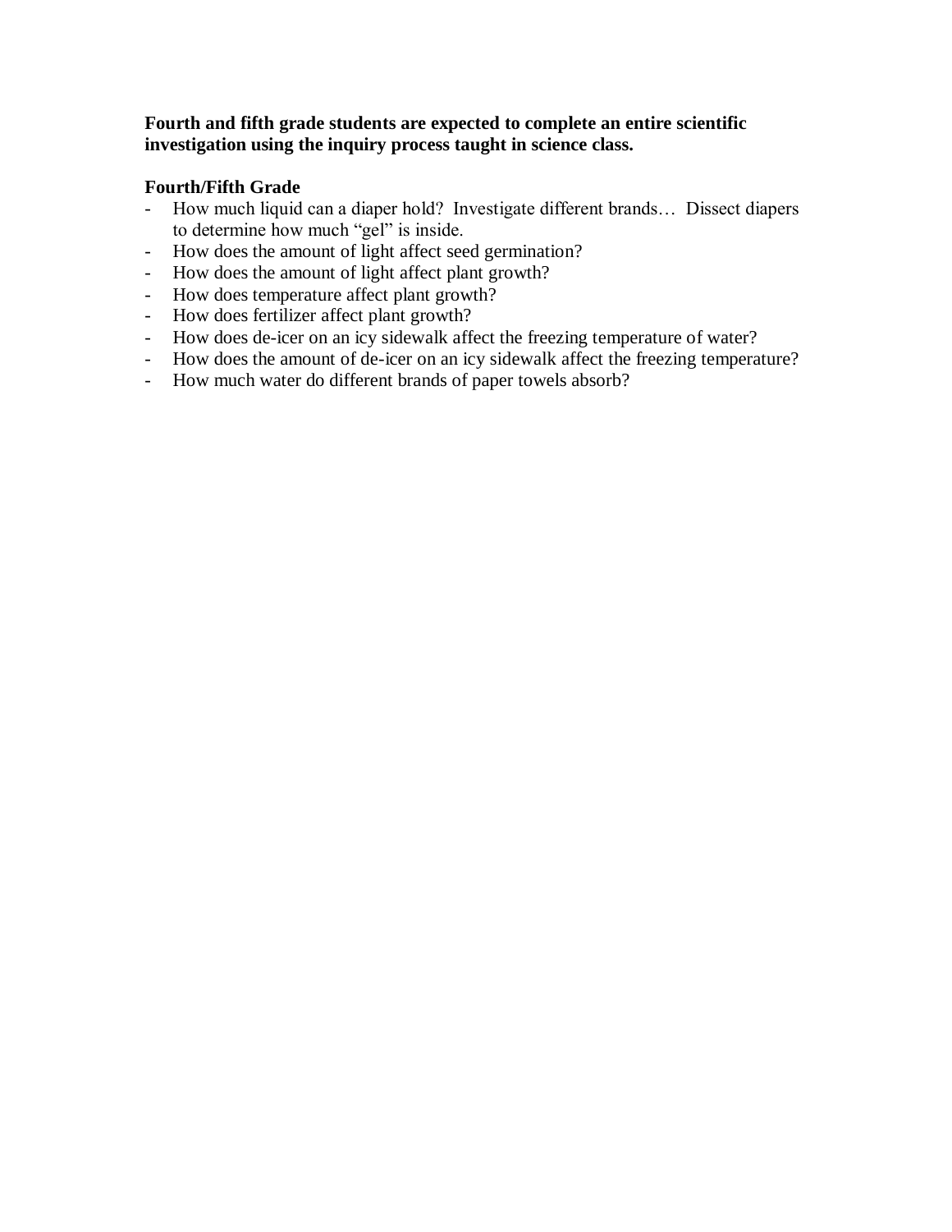**Fourth and fifth grade students are expected to complete an entire scientific investigation using the inquiry process taught in science class.**

**Fourth/Fifth Grade**

- How much liquid can a diaper hold? Investigate different brands… Dissect diapers to determine how much "gel" is inside.
- How does the amount of light affect seed germination?
- How does the amount of light affect plant growth?
- How does temperature affect plant growth?
- How does fertilizer affect plant growth?
- How does de-icer on an icy sidewalk affect the freezing temperature of water?
- How does the amount of de-icer on an icy sidewalk affect the freezing temperature?
- How much water do different brands of paper towels absorb?